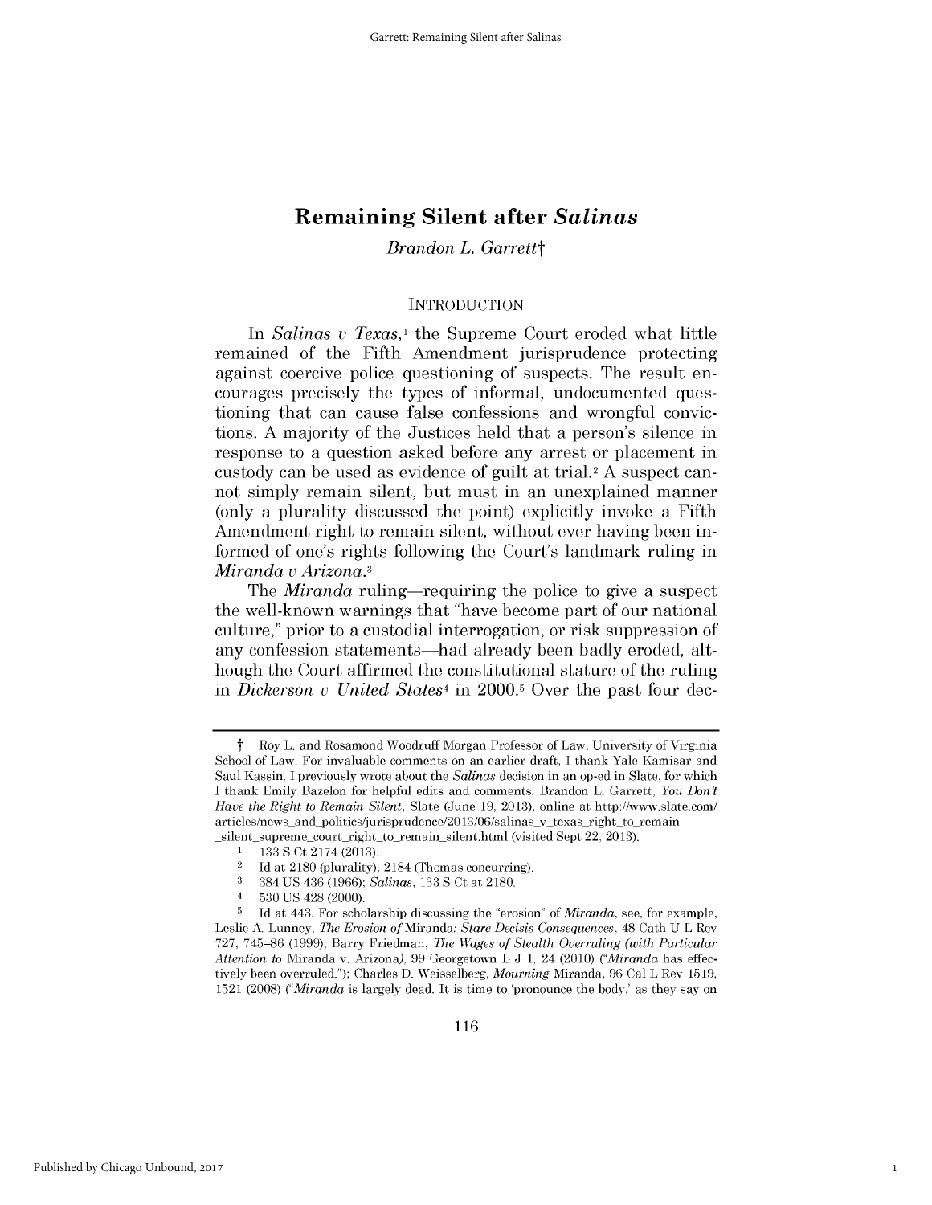# Remaining Silent after *Salinas*

*Brandon L. Garrett*†

## INTRODUCTION

In *Salinas v Texas*,[1] the Supreme Court eroded what little remained of the Fifth Amendment jurisprudence protecting against coercive police questioning of suspects. The result encourages precisely the types of informal, undocumented questioning that can cause false confessions and wrongful convictions. A majority of the Justices held that a person's silence in response to a question asked before any arrest or placement in custody can be used as evidence of guilt at trial.[2] A suspect cannot simply remain silent, but must in an unexplained manner (only a plurality discussed the point) explicitly invoke a Fifth Amendment right to remain silent, without ever having been informed of one's rights following the Court's landmark ruling in *Miranda v Arizona*.[3]

The *Miranda* ruling—requiring the police to give a suspect the well-known warnings that "have become part of our national culture," prior to a custodial interrogation, or risk suppression of any confession statements—had already been badly eroded, although the Court affirmed the constitutional stature of the ruling in *Dickerson v United States*[4] in 2000.[5] Over the past four dec-

---

† Roy L. and Rosamond Woodruff Morgan Professor of Law, University of Virginia School of Law. For invaluable comments on an earlier draft, I thank Yale Kamisar and Saul Kassin. I previously wrote about the *Salinas* decision in an op-ed in Slate, for which I thank Emily Bazelon for helpful edits and comments. Brandon L. Garrett, *You Don't Have the Right to Remain Silent*, Slate (June 19, 2013), online at http://www.slate.com/articles/news_and_politics/jurisprudence/2013/06/salinas_v_texas_right_to_remain_silent_supreme_court_right_to_remain_silent.html (visited Sept 22, 2013).

1 133 S Ct 2174 (2013).

2 Id at 2180 (plurality), 2184 (Thomas concurring).

3 384 US 436 (1966); *Salinas*, 133 S Ct at 2180.

4 530 US 428 (2000).

5 Id at 443. For scholarship discussing the "erosion" of *Miranda*, see, for example, Leslie A. Lunney, *The Erosion of* Miranda*: Stare Decisis Consequences*, 48 Cath U L Rev 727, 745–86 (1999); Barry Friedman, *The Wages of Stealth Overruling (with Particular Attention to* Miranda v. Arizona*)*, 99 Georgetown L J 1, 24 (2010) ("*Miranda* has effectively been overruled."); Charles D. Weisselberg, *Mourning* Miranda, 96 Cal L Rev 1519, 1521 (2008) ("*Miranda* is largely dead. It is time to 'pronounce the body,' as they say on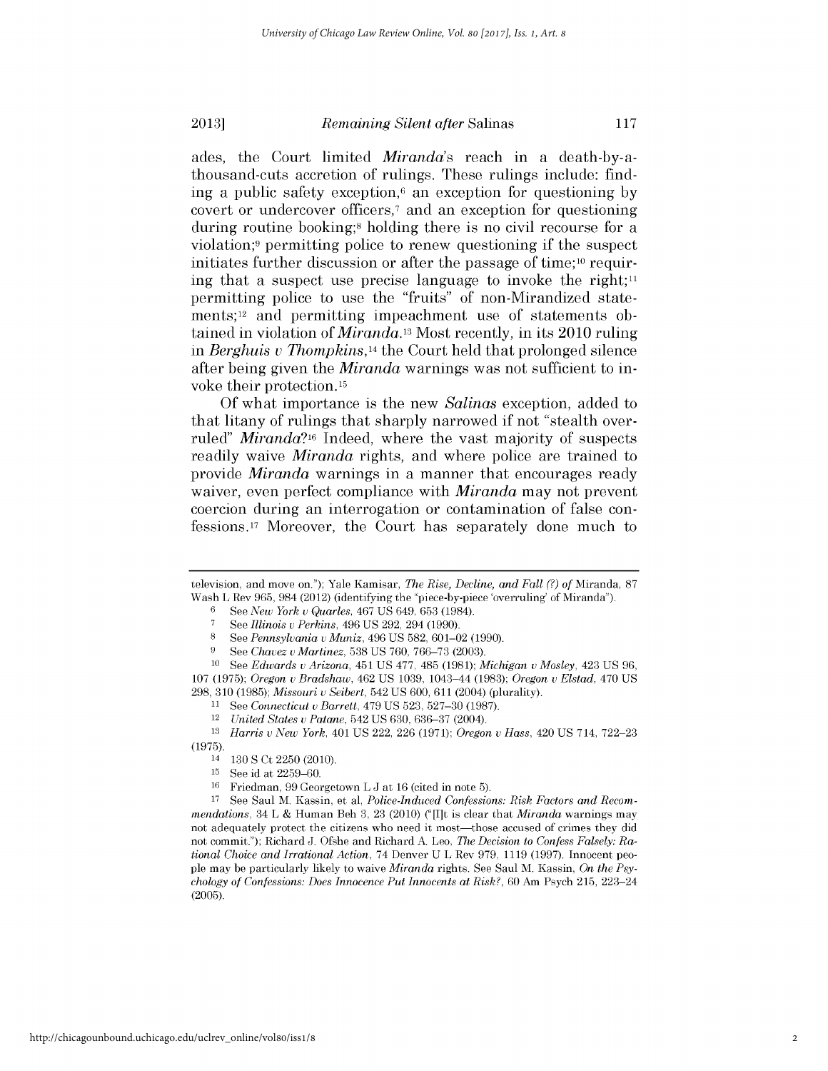ades, the Court limited *Miranda*'s reach in a death-by-a-thousand-cuts accretion of rulings. These rulings include: finding a public safety exception,[6] an exception for questioning by covert or undercover officers,[7] and an exception for questioning during routine booking;[8] holding there is no civil recourse for a violation;[9] permitting police to renew questioning if the suspect initiates further discussion or after the passage of time;[10] requiring that a suspect use precise language to invoke the right;[11] permitting police to use the "fruits" of non-Mirandized statements;[12] and permitting impeachment use of statements obtained in violation of *Miranda*.[13] Most recently, in its 2010 ruling in *Berghuis v Thompkins*,[14] the Court held that prolonged silence after being given the *Miranda* warnings was not sufficient to invoke their protection.[15]

Of what importance is the new *Salinas* exception, added to that litany of rulings that sharply narrowed if not "stealth overruled" *Miranda*?[16] Indeed, where the vast majority of suspects readily waive *Miranda* rights, and where police are trained to provide *Miranda* warnings in a manner that encourages ready waiver, even perfect compliance with *Miranda* may not prevent coercion during an interrogation or contamination of false confessions.[17] Moreover, the Court has separately done much to

---

television, and move on."); Yale Kamisar, *The Rise, Decline, and Fall (?) of* Miranda, 87 Wash L Rev 965, 984 (2012) (identifying the "piece-by-piece 'overruling' of Miranda").

[6] See *New York v Quarles*, 467 US 649, 653 (1984).

[7] See *Illinois v Perkins*, 496 US 292, 294 (1990).

[8] See *Pennsylvania v Muniz*, 496 US 582, 601–02 (1990).

[9] See *Chavez v Martinez*, 538 US 760, 766–73 (2003).

[10] See *Edwards v Arizona*, 451 US 477, 485 (1981); *Michigan v Mosley*, 423 US 96, 107 (1975); *Oregon v Bradshaw*, 462 US 1039, 1043–44 (1983); *Oregon v Elstad*, 470 US 298, 310 (1985); *Missouri v Seibert*, 542 US 600, 611 (2004) (plurality).

[11] See *Connecticut v Barrett*, 479 US 523, 527–30 (1987).

[12] *United States v Patane*, 542 US 630, 636–37 (2004).

[13] *Harris v New York*, 401 US 222, 226 (1971); *Oregon v Hass*, 420 US 714, 722–23 (1975).

[14] 130 S Ct 2250 (2010).

[15] See id at 2259–60.

[16] Friedman, 99 Georgetown L J at 16 (cited in note 5).

[17] See Saul M. Kassin, et al, *Police-Induced Confessions: Risk Factors and Recommendations*, 34 L & Human Beh 3, 23 (2010) ("[I]t is clear that *Miranda* warnings may not adequately protect the citizens who need it most—those accused of crimes they did not commit."); Richard J. Ofshe and Richard A. Leo, *The Decision to Confess Falsely: Rational Choice and Irrational Action*, 74 Denver U L Rev 979, 1119 (1997). Innocent people may be particularly likely to waive *Miranda* rights. See Saul M. Kassin, *On the Psychology of Confessions: Does Innocence Put Innocents at Risk?*, 60 Am Psych 215, 223–24 (2005).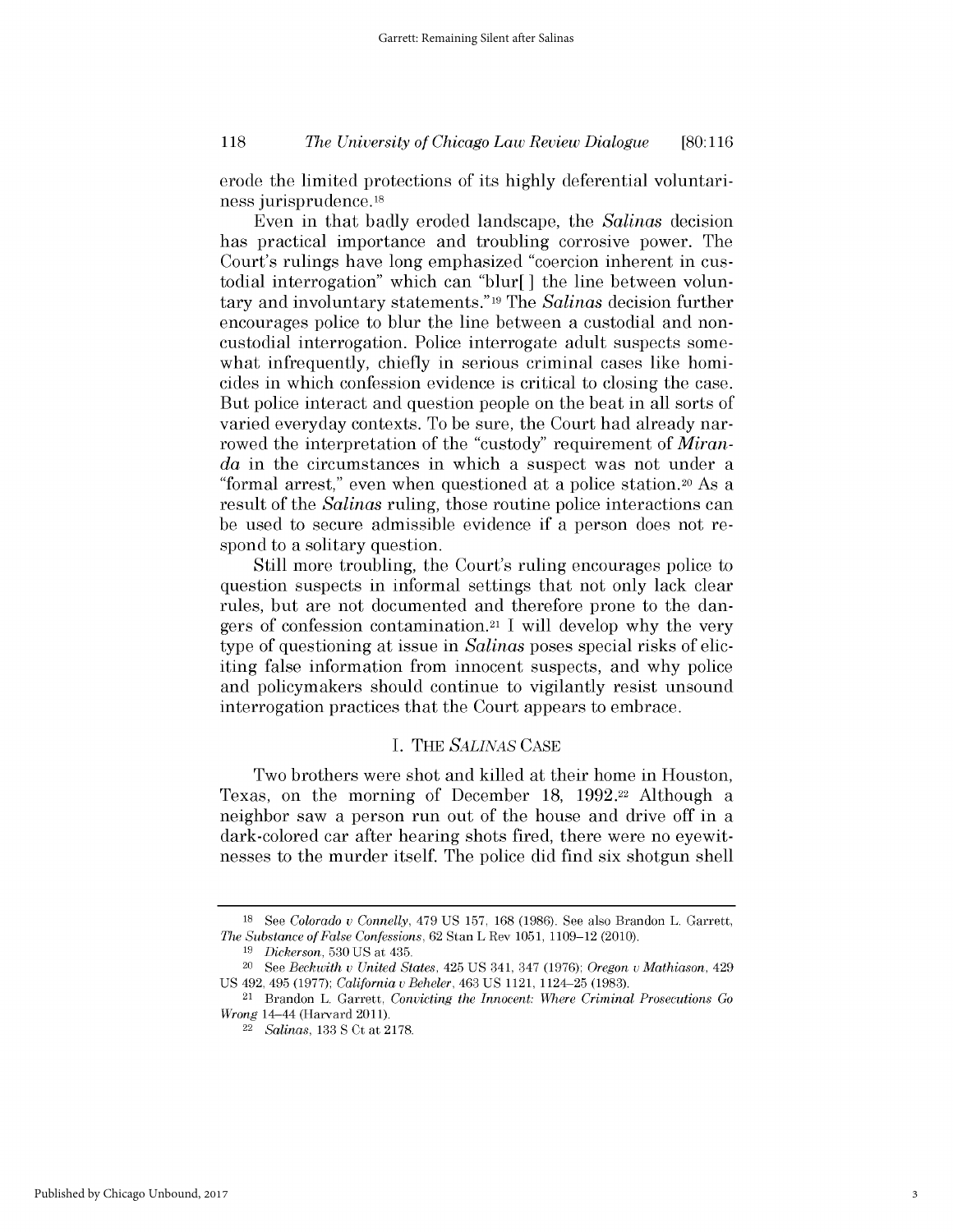erode the limited protections of its highly deferential voluntariness jurisprudence.[18]

Even in that badly eroded landscape, the *Salinas* decision has practical importance and troubling corrosive power. The Court's rulings have long emphasized "coercion inherent in custodial interrogation" which can "blur[ ] the line between voluntary and involuntary statements."[19] The *Salinas* decision further encourages police to blur the line between a custodial and noncustodial interrogation. Police interrogate adult suspects somewhat infrequently, chiefly in serious criminal cases like homicides in which confession evidence is critical to closing the case. But police interact and question people on the beat in all sorts of varied everyday contexts. To be sure, the Court had already narrowed the interpretation of the "custody" requirement of *Miranda* in the circumstances in which a suspect was not under a "formal arrest," even when questioned at a police station.[20] As a result of the *Salinas* ruling, those routine police interactions can be used to secure admissible evidence if a person does not respond to a solitary question.

Still more troubling, the Court's ruling encourages police to question suspects in informal settings that not only lack clear rules, but are not documented and therefore prone to the dangers of confession contamination.[21] I will develop why the very type of questioning at issue in *Salinas* poses special risks of eliciting false information from innocent suspects, and why police and policymakers should continue to vigilantly resist unsound interrogation practices that the Court appears to embrace.

## I. THE *SALINAS* CASE

Two brothers were shot and killed at their home in Houston, Texas, on the morning of December 18, 1992.[22] Although a neighbor saw a person run out of the house and drive off in a dark-colored car after hearing shots fired, there were no eyewitnesses to the murder itself. The police did find six shotgun shell

---

[18] See *Colorado v Connelly*, 479 US 157, 168 (1986). See also Brandon L. Garrett, *The Substance of False Confessions*, 62 Stan L Rev 1051, 1109–12 (2010).

[19] *Dickerson*, 530 US at 435.

[20] See *Beckwith v United States*, 425 US 341, 347 (1976); *Oregon v Mathiason*, 429 US 492, 495 (1977); *California v Beheler*, 463 US 1121, 1124–25 (1983).

[21] Brandon L. Garrett, *Convicting the Innocent: Where Criminal Prosecutions Go Wrong* 14–44 (Harvard 2011).

[22] *Salinas*, 133 S Ct at 2178.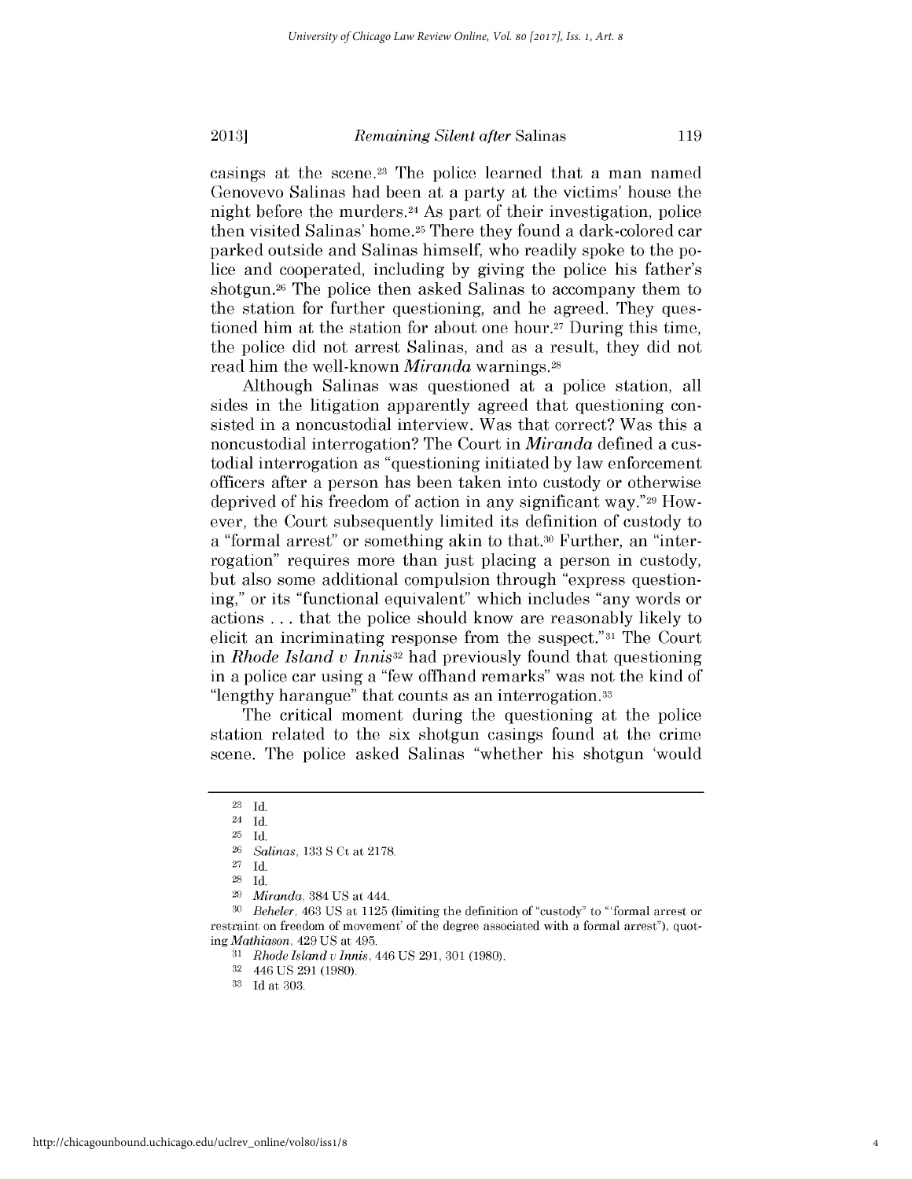casings at the scene.[23] The police learned that a man named Genovevo Salinas had been at a party at the victims' house the night before the murders.[24] As part of their investigation, police then visited Salinas' home.[25] There they found a dark-colored car parked outside and Salinas himself, who readily spoke to the police and cooperated, including by giving the police his father's shotgun.[26] The police then asked Salinas to accompany them to the station for further questioning, and he agreed. They questioned him at the station for about one hour.[27] During this time, the police did not arrest Salinas, and as a result, they did not read him the well-known *Miranda* warnings.[28]

Although Salinas was questioned at a police station, all sides in the litigation apparently agreed that questioning consisted in a noncustodial interview. Was that correct? Was this a noncustodial interrogation? The Court in *Miranda* defined a custodial interrogation as "questioning initiated by law enforcement officers after a person has been taken into custody or otherwise deprived of his freedom of action in any significant way."[29] However, the Court subsequently limited its definition of custody to a "formal arrest" or something akin to that.[30] Further, an "interrogation" requires more than just placing a person in custody, but also some additional compulsion through "express questioning," or its "functional equivalent" which includes "any words or actions . . . that the police should know are reasonably likely to elicit an incriminating response from the suspect."[31] The Court in *Rhode Island v Innis*[32] had previously found that questioning in a police car using a "few offhand remarks" was not the kind of "lengthy harangue" that counts as an interrogation.[33]

The critical moment during the questioning at the police station related to the six shotgun casings found at the crime scene. The police asked Salinas "whether his shotgun 'would

---

[23] Id.

[24] Id.

[25] Id.

[26] *Salinas*, 133 S Ct at 2178.

[27] Id.

[28] Id.

[29] *Miranda*, 384 US at 444.

[30] *Beheler*, 463 US at 1125 (limiting the definition of "custody" to "'formal arrest or restraint on freedom of movement' of the degree associated with a formal arrest"), quoting *Mathiason*, 429 US at 495.

[31] *Rhode Island v Innis*, 446 US 291, 301 (1980).

[32] 446 US 291 (1980).

[33] Id at 303.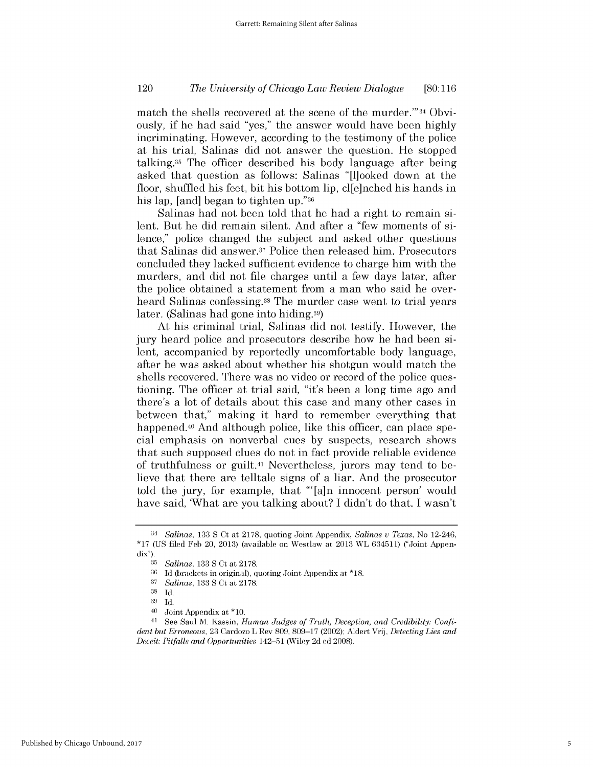match the shells recovered at the scene of the murder.'"[34] Obviously, if he had said "yes," the answer would have been highly incriminating. However, according to the testimony of the police at his trial, Salinas did not answer the question. He stopped talking.[35] The officer described his body language after being asked that question as follows: Salinas "[l]ooked down at the floor, shuffled his feet, bit his bottom lip, cl[e]nched his hands in his lap, [and] began to tighten up."[36]

Salinas had not been told that he had a right to remain silent. But he did remain silent. And after a "few moments of silence," police changed the subject and asked other questions that Salinas did answer.[37] Police then released him. Prosecutors concluded they lacked sufficient evidence to charge him with the murders, and did not file charges until a few days later, after the police obtained a statement from a man who said he overheard Salinas confessing.[38] The murder case went to trial years later. (Salinas had gone into hiding.[39])

At his criminal trial, Salinas did not testify. However, the jury heard police and prosecutors describe how he had been silent, accompanied by reportedly uncomfortable body language, after he was asked about whether his shotgun would match the shells recovered. There was no video or record of the police questioning. The officer at trial said, "it's been a long time ago and there's a lot of details about this case and many other cases in between that," making it hard to remember everything that happened.[40] And although police, like this officer, can place special emphasis on nonverbal cues by suspects, research shows that such supposed clues do not in fact provide reliable evidence of truthfulness or guilt.[41] Nevertheless, jurors may tend to believe that there are telltale signs of a liar. And the prosecutor told the jury, for example, that "'[a]n innocent person' would have said, 'What are you talking about? I didn't do that. I wasn't

---

[34] *Salinas*, 133 S Ct at 2178, quoting Joint Appendix, *Salinas v Texas*, No 12-246, *17 (US filed Feb 20, 2013) (available on Westlaw at 2013 WL 634511) ("Joint Appendix").

[35] *Salinas*, 133 S Ct at 2178.

[36] Id (brackets in original), quoting Joint Appendix at *18.

[37] *Salinas*, 133 S Ct at 2178.

[38] Id.

[39] Id.

[40] Joint Appendix at *10.

[41] See Saul M. Kassin, *Human Judges of Truth, Deception, and Credibility: Confident but Erroneous*, 23 Cardozo L Rev 809, 809–17 (2002); Aldert Vrij, *Detecting Lies and Deceit: Pitfalls and Opportunities* 142–51 (Wiley 2d ed 2008).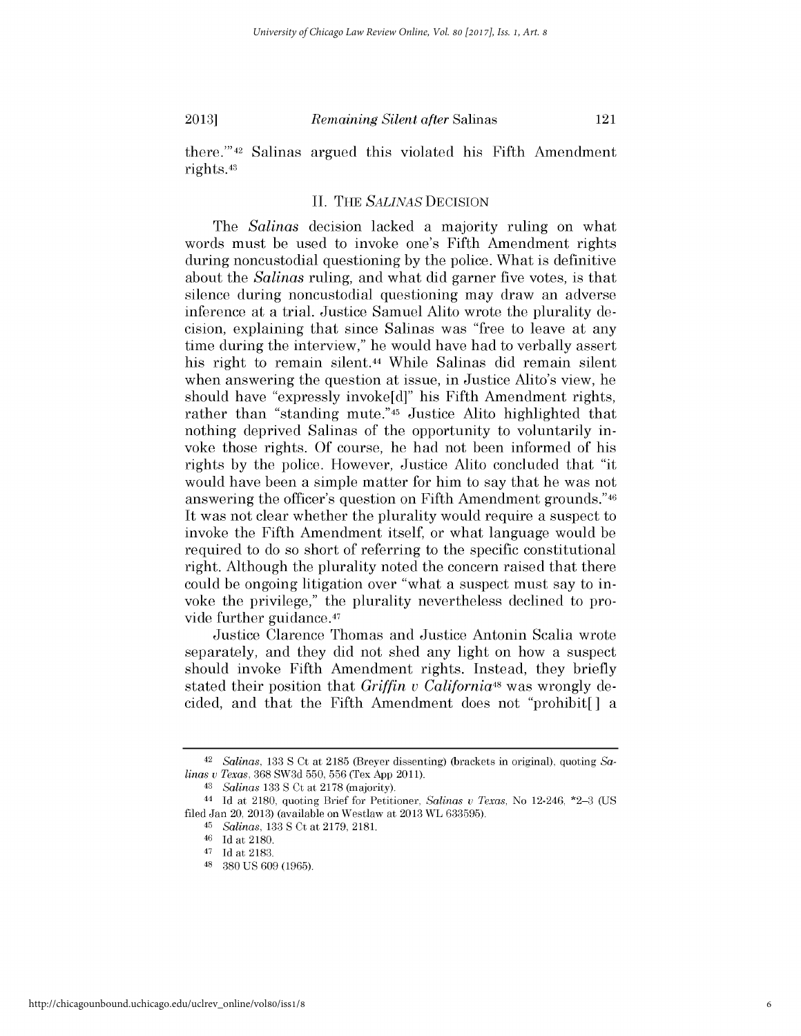there.'"[42] Salinas argued this violated his Fifth Amendment rights.[43]

## II. THE *SALINAS* DECISION

The *Salinas* decision lacked a majority ruling on what words must be used to invoke one's Fifth Amendment rights during noncustodial questioning by the police. What is definitive about the *Salinas* ruling, and what did garner five votes, is that silence during noncustodial questioning may draw an adverse inference at a trial. Justice Samuel Alito wrote the plurality decision, explaining that since Salinas was "free to leave at any time during the interview," he would have had to verbally assert his right to remain silent.[44] While Salinas did remain silent when answering the question at issue, in Justice Alito's view, he should have "expressly invoke[d]" his Fifth Amendment rights, rather than "standing mute."[45] Justice Alito highlighted that nothing deprived Salinas of the opportunity to voluntarily invoke those rights. Of course, he had not been informed of his rights by the police. However, Justice Alito concluded that "it would have been a simple matter for him to say that he was not answering the officer's question on Fifth Amendment grounds."[46] It was not clear whether the plurality would require a suspect to invoke the Fifth Amendment itself, or what language would be required to do so short of referring to the specific constitutional right. Although the plurality noted the concern raised that there could be ongoing litigation over "what a suspect must say to invoke the privilege," the plurality nevertheless declined to provide further guidance.[47]

Justice Clarence Thomas and Justice Antonin Scalia wrote separately, and they did not shed any light on how a suspect should invoke Fifth Amendment rights. Instead, they briefly stated their position that *Griffin v California*[48] was wrongly decided, and that the Fifth Amendment does not "prohibit[ ] a

---

42 *Salinas*, 133 S Ct at 2185 (Breyer dissenting) (brackets in original), quoting *Salinas v Texas*, 368 SW3d 550, 556 (Tex App 2011).

43 *Salinas* 133 S Ct at 2178 (majority).

44 Id at 2180, quoting Brief for Petitioner, *Salinas v Texas*, No 12-246, *2–3 (US filed Jan 20, 2013) (available on Westlaw at 2013 WL 633595).

45 *Salinas*, 133 S Ct at 2179, 2181.

46 Id at 2180.

47 Id at 2183.

48 380 US 609 (1965).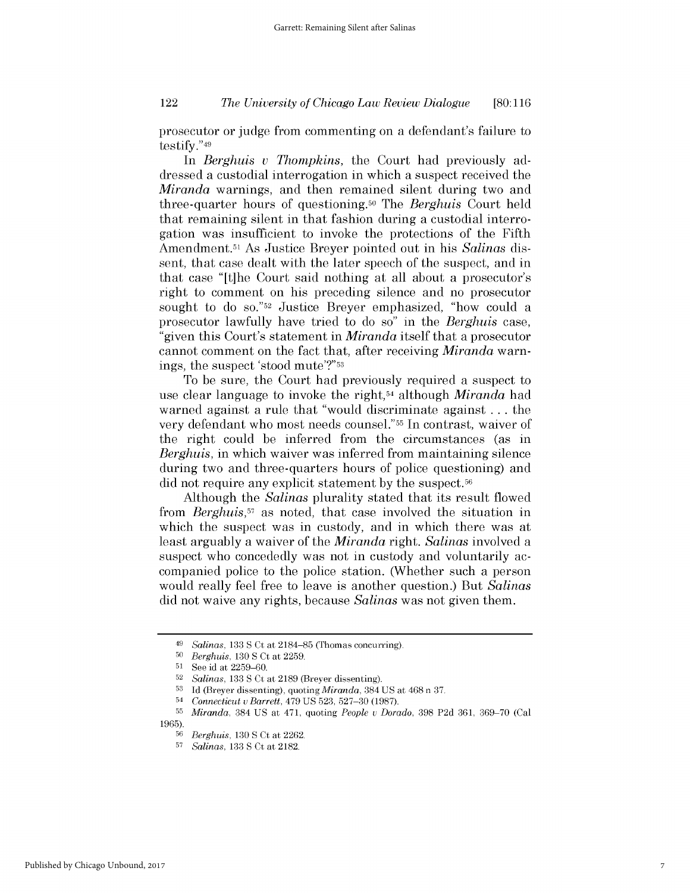prosecutor or judge from commenting on a defendant's failure to testify."[49]

In *Berghuis v Thompkins*, the Court had previously addressed a custodial interrogation in which a suspect received the *Miranda* warnings, and then remained silent during two and three-quarter hours of questioning.[50] The *Berghuis* Court held that remaining silent in that fashion during a custodial interrogation was insufficient to invoke the protections of the Fifth Amendment.[51] As Justice Breyer pointed out in his *Salinas* dissent, that case dealt with the later speech of the suspect, and in that case "[t]he Court said nothing at all about a prosecutor's right to comment on his preceding silence and no prosecutor sought to do so."[52] Justice Breyer emphasized, "how could a prosecutor lawfully have tried to do so" in the *Berghuis* case, "given this Court's statement in *Miranda* itself that a prosecutor cannot comment on the fact that, after receiving *Miranda* warnings, the suspect 'stood mute'?"[53]

To be sure, the Court had previously required a suspect to use clear language to invoke the right,[54] although *Miranda* had warned against a rule that "would discriminate against . . . the very defendant who most needs counsel."[55] In contrast, waiver of the right could be inferred from the circumstances (as in *Berghuis*, in which waiver was inferred from maintaining silence during two and three-quarters hours of police questioning) and did not require any explicit statement by the suspect.[56]

Although the *Salinas* plurality stated that its result flowed from *Berghuis*,[57] as noted, that case involved the situation in which the suspect was in custody, and in which there was at least arguably a waiver of the *Miranda* right. *Salinas* involved a suspect who concededly was not in custody and voluntarily accompanied police to the police station. (Whether such a person would really feel free to leave is another question.) But *Salinas* did not waive any rights, because *Salinas* was not given them.

---

49 *Salinas*, 133 S Ct at 2184–85 (Thomas concurring).

50 *Berghuis*, 130 S Ct at 2259.

51 See id at 2259–60.

52 *Salinas*, 133 S Ct at 2189 (Breyer dissenting).

53 Id (Breyer dissenting), quoting *Miranda*, 384 US at 468 n 37.

54 *Connecticut v Barrett*, 479 US 523, 527–30 (1987).

55 *Miranda*, 384 US at 471, quoting *People v Dorado*, 398 P2d 361, 369–70 (Cal 1965).

56 *Berghuis*, 130 S Ct at 2262.

57 *Salinas*, 133 S Ct at 2182.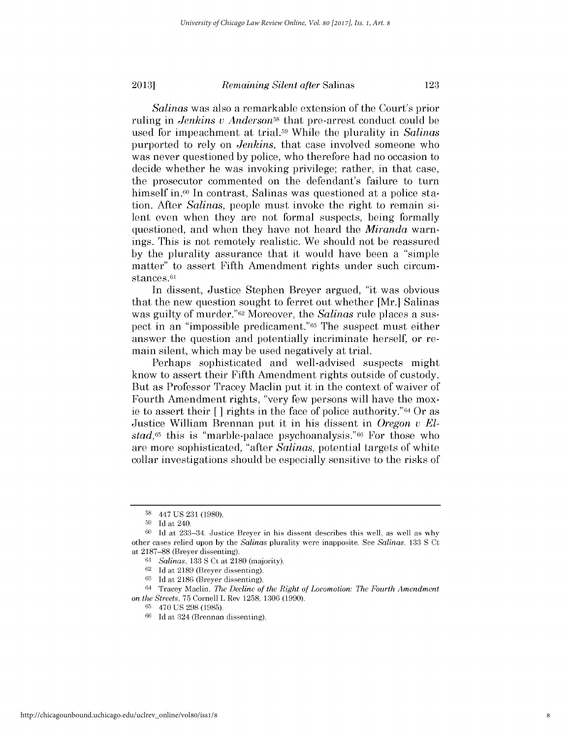*Salinas* was also a remarkable extension of the Court's prior ruling in *Jenkins v Anderson*[58] that pre-arrest conduct could be used for impeachment at trial.[59] While the plurality in *Salinas* purported to rely on *Jenkins*, that case involved someone who was never questioned by police, who therefore had no occasion to decide whether he was invoking privilege; rather, in that case, the prosecutor commented on the defendant's failure to turn himself in.[60] In contrast, Salinas was questioned at a police station. After *Salinas*, people must invoke the right to remain silent even when they are not formal suspects, being formally questioned, and when they have not heard the *Miranda* warnings. This is not remotely realistic. We should not be reassured by the plurality assurance that it would have been a "simple matter" to assert Fifth Amendment rights under such circumstances.[61]

In dissent, Justice Stephen Breyer argued, "it was obvious that the new question sought to ferret out whether [Mr.] Salinas was guilty of murder."[62] Moreover, the *Salinas* rule places a suspect in an "impossible predicament."[63] The suspect must either answer the question and potentially incriminate herself, or remain silent, which may be used negatively at trial.

Perhaps sophisticated and well-advised suspects might know to assert their Fifth Amendment rights outside of custody. But as Professor Tracey Maclin put it in the context of waiver of Fourth Amendment rights, "very few persons will have the moxie to assert their [ ] rights in the face of police authority."[64] Or as Justice William Brennan put it in his dissent in *Oregon v Elstad*,[65] this is "marble-palace psychoanalysis."[66] For those who are more sophisticated, "after *Salinas*, potential targets of white collar investigations should be especially sensitive to the risks of

---

[58] 447 US 231 (1980).

[59] Id at 240.

[60] Id at 233–34. Justice Breyer in his dissent describes this well, as well as why other cases relied upon by the *Salinas* plurality were inapposite. See *Salinas*, 133 S Ct at 2187–88 (Breyer dissenting).

[61] *Salinas*, 133 S Ct at 2180 (majority).

[62] Id at 2189 (Breyer dissenting).

[63] Id at 2186 (Breyer dissenting).

[64] Tracey Maclin, *The Decline of the Right of Locomotion: The Fourth Amendment on the Streets*, 75 Cornell L Rev 1258, 1306 (1990).

[65] 470 US 298 (1985).

[66] Id at 324 (Brennan dissenting).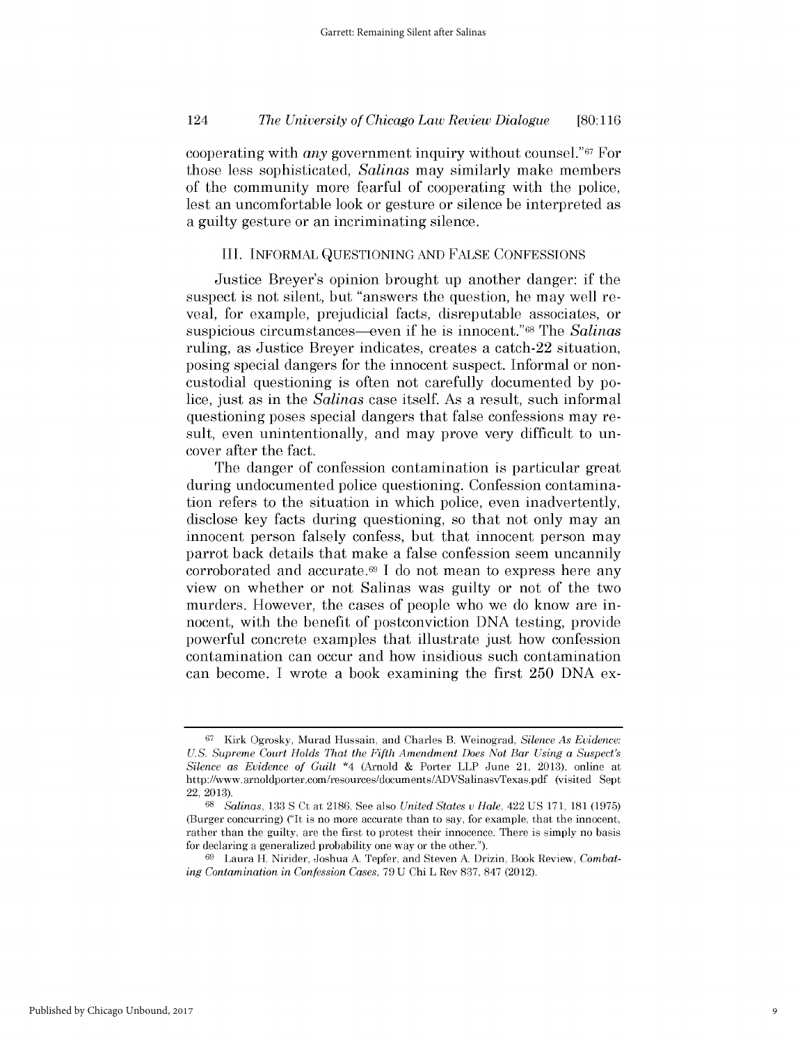cooperating with *any* government inquiry without counsel."[67] For those less sophisticated, *Salinas* may similarly make members of the community more fearful of cooperating with the police, lest an uncomfortable look or gesture or silence be interpreted as a guilty gesture or an incriminating silence.

## III. INFORMAL QUESTIONING AND FALSE CONFESSIONS

Justice Breyer's opinion brought up another danger: if the suspect is not silent, but "answers the question, he may well reveal, for example, prejudicial facts, disreputable associates, or suspicious circumstances—even if he is innocent."[68] The *Salinas* ruling, as Justice Breyer indicates, creates a catch-22 situation, posing special dangers for the innocent suspect. Informal or noncustodial questioning is often not carefully documented by police, just as in the *Salinas* case itself. As a result, such informal questioning poses special dangers that false confessions may result, even unintentionally, and may prove very difficult to uncover after the fact.

The danger of confession contamination is particular great during undocumented police questioning. Confession contamination refers to the situation in which police, even inadvertently, disclose key facts during questioning, so that not only may an innocent person falsely confess, but that innocent person may parrot back details that make a false confession seem uncannily corroborated and accurate.[69] I do not mean to express here any view on whether or not Salinas was guilty or not of the two murders. However, the cases of people who we do know are innocent, with the benefit of postconviction DNA testing, provide powerful concrete examples that illustrate just how confession contamination can occur and how insidious such contamination can become. I wrote a book examining the first 250 DNA ex-

---

[67] Kirk Ogrosky, Murad Hussain, and Charles B. Weinograd, *Silence As Evidence: U.S. Supreme Court Holds That the Fifth Amendment Does Not Bar Using a Suspect's Silence as Evidence of Guilt* *4 (Arnold & Porter LLP June 21, 2013), online at http://www.arnoldporter.com/resources/documents/ADVSalinasvTexas.pdf (visited Sept 22, 2013).

[68] *Salinas*, 133 S Ct at 2186. See also *United States v Hale*, 422 US 171, 181 (1975) (Burger concurring) ("It is no more accurate than to say, for example, that the innocent, rather than the guilty, are the first to protest their innocence. There is simply no basis for declaring a generalized probability one way or the other.").

[69] Laura H. Nirider, Joshua A. Tepfer, and Steven A. Drizin, Book Review, *Combating Contamination in Confession Cases*, 79 U Chi L Rev 837, 847 (2012).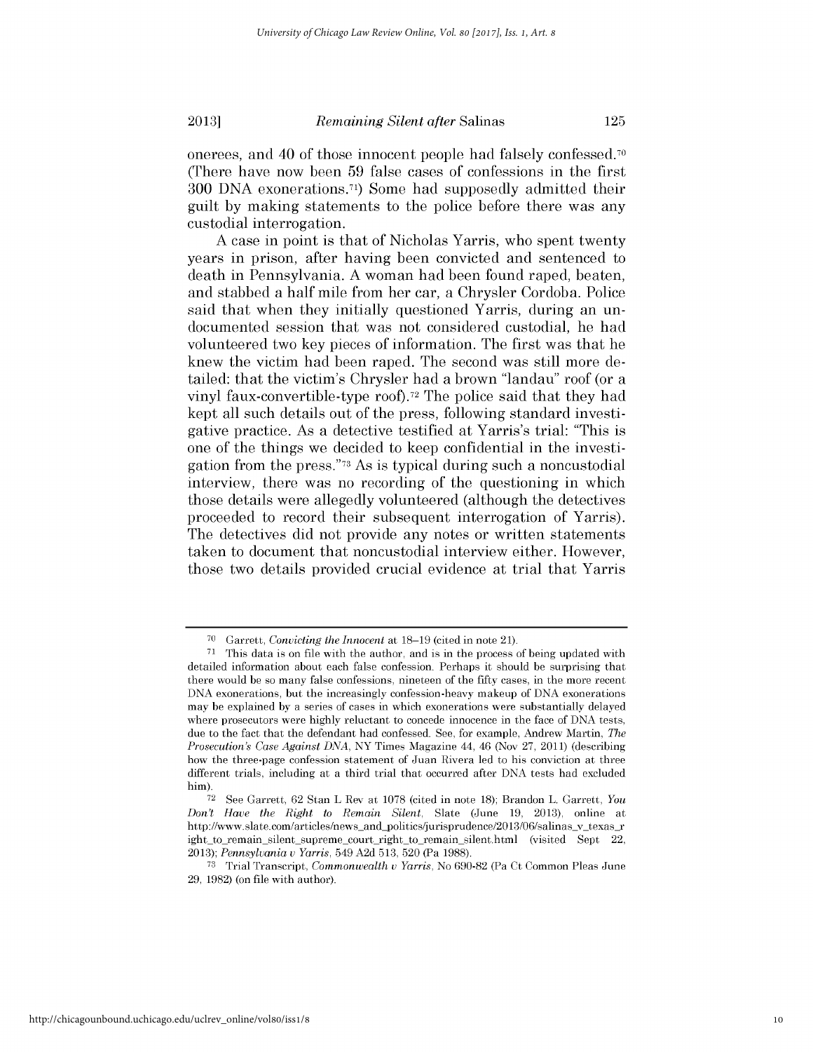onerees, and 40 of those innocent people had falsely confessed.[70] (There have now been 59 false cases of confessions in the first 300 DNA exonerations.[71]) Some had supposedly admitted their guilt by making statements to the police before there was any custodial interrogation.

A case in point is that of Nicholas Yarris, who spent twenty years in prison, after having been convicted and sentenced to death in Pennsylvania. A woman had been found raped, beaten, and stabbed a half mile from her car, a Chrysler Cordoba. Police said that when they initially questioned Yarris, during an undocumented session that was not considered custodial, he had volunteered two key pieces of information. The first was that he knew the victim had been raped. The second was still more detailed: that the victim's Chrysler had a brown "landau" roof (or a vinyl faux-convertible-type roof).[72] The police said that they had kept all such details out of the press, following standard investigative practice. As a detective testified at Yarris's trial: "This is one of the things we decided to keep confidential in the investigation from the press."[73] As is typical during such a noncustodial interview, there was no recording of the questioning in which those details were allegedly volunteered (although the detectives proceeded to record their subsequent interrogation of Yarris). The detectives did not provide any notes or written statements taken to document that noncustodial interview either. However, those two details provided crucial evidence at trial that Yarris

---

[70] Garrett, *Convicting the Innocent* at 18–19 (cited in note 21).

[71] This data is on file with the author, and is in the process of being updated with detailed information about each false confession. Perhaps it should be surprising that there would be so many false confessions, nineteen of the fifty cases, in the more recent DNA exonerations, but the increasingly confession-heavy makeup of DNA exonerations may be explained by a series of cases in which exonerations were substantially delayed where prosecutors were highly reluctant to concede innocence in the face of DNA tests, due to the fact that the defendant had confessed. See, for example, Andrew Martin, *The Prosecution's Case Against DNA*, NY Times Magazine 44, 46 (Nov 27, 2011) (describing how the three-page confession statement of Juan Rivera led to his conviction at three different trials, including at a third trial that occurred after DNA tests had excluded him).

[72] See Garrett, 62 Stan L Rev at 1078 (cited in note 18); Brandon L. Garrett, *You Don't Have the Right to Remain Silent*, Slate (June 19, 2013), online at http://www.slate.com/articles/news_and_politics/jurisprudence/2013/06/salinas_v_texas_right_to_remain_silent_supreme_court_right_to_remain_silent.html (visited Sept 22, 2013); *Pennsylvania v Yarris*, 549 A2d 513, 520 (Pa 1988).

[73] Trial Transcript, *Commonwealth v Yarris*, No 690-82 (Pa Ct Common Pleas June 29, 1982) (on file with author).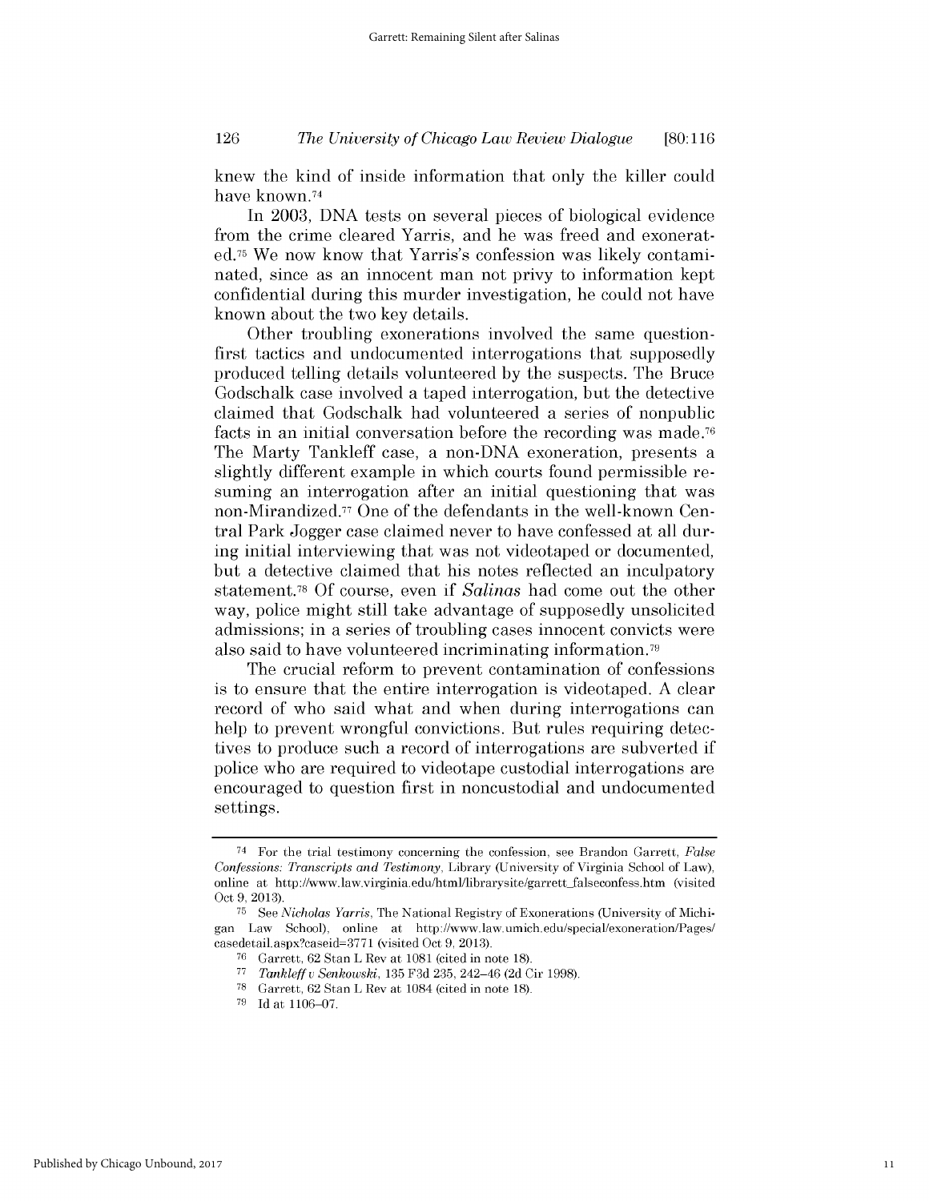knew the kind of inside information that only the killer could have known.[74]

In 2003, DNA tests on several pieces of biological evidence from the crime cleared Yarris, and he was freed and exonerated.[75] We now know that Yarris's confession was likely contaminated, since as an innocent man not privy to information kept confidential during this murder investigation, he could not have known about the two key details.

Other troubling exonerations involved the same question-first tactics and undocumented interrogations that supposedly produced telling details volunteered by the suspects. The Bruce Godschalk case involved a taped interrogation, but the detective claimed that Godschalk had volunteered a series of nonpublic facts in an initial conversation before the recording was made.[76] The Marty Tankleff case, a non-DNA exoneration, presents a slightly different example in which courts found permissible resuming an interrogation after an initial questioning that was non-Mirandized.[77] One of the defendants in the well-known Central Park Jogger case claimed never to have confessed at all during initial interviewing that was not videotaped or documented, but a detective claimed that his notes reflected an inculpatory statement.[78] Of course, even if *Salinas* had come out the other way, police might still take advantage of supposedly unsolicited admissions; in a series of troubling cases innocent convicts were also said to have volunteered incriminating information.[79]

The crucial reform to prevent contamination of confessions is to ensure that the entire interrogation is videotaped. A clear record of who said what and when during interrogations can help to prevent wrongful convictions. But rules requiring detectives to produce such a record of interrogations are subverted if police who are required to videotape custodial interrogations are encouraged to question first in noncustodial and undocumented settings.

---

[74] For the trial testimony concerning the confession, see Brandon Garrett, *False Confessions: Transcripts and Testimony*, Library (University of Virginia School of Law), online at http://www.law.virginia.edu/html/librarysite/garrett_falseconfess.htm (visited Oct 9, 2013).

[75] See *Nicholas Yarris*, The National Registry of Exonerations (University of Michigan Law School), online at http://www.law.umich.edu/special/exoneration/Pages/casedetail.aspx?caseid=3771 (visited Oct 9, 2013).

[76] Garrett, 62 Stan L Rev at 1081 (cited in note 18).

[77] *Tankleff v Senkowski*, 135 F3d 235, 242–46 (2d Cir 1998).

[78] Garrett, 62 Stan L Rev at 1084 (cited in note 18).

[79] Id at 1106–07.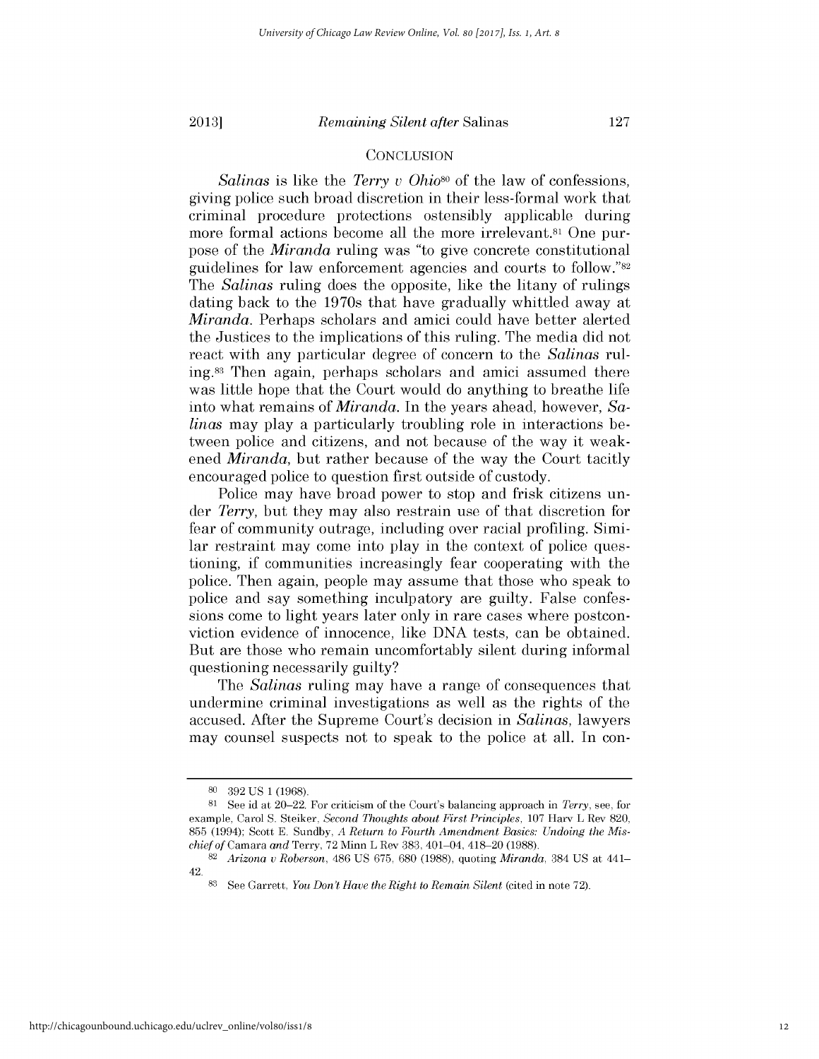## CONCLUSION

*Salinas* is like the *Terry v Ohio*[80] of the law of confessions, giving police such broad discretion in their less-formal work that criminal procedure protections ostensibly applicable during more formal actions become all the more irrelevant.[81] One purpose of the *Miranda* ruling was "to give concrete constitutional guidelines for law enforcement agencies and courts to follow."[82] The *Salinas* ruling does the opposite, like the litany of rulings dating back to the 1970s that have gradually whittled away at *Miranda*. Perhaps scholars and amici could have better alerted the Justices to the implications of this ruling. The media did not react with any particular degree of concern to the *Salinas* ruling.[83] Then again, perhaps scholars and amici assumed there was little hope that the Court would do anything to breathe life into what remains of *Miranda*. In the years ahead, however, *Salinas* may play a particularly troubling role in interactions between police and citizens, and not because of the way it weakened *Miranda*, but rather because of the way the Court tacitly encouraged police to question first outside of custody.

Police may have broad power to stop and frisk citizens under *Terry*, but they may also restrain use of that discretion for fear of community outrage, including over racial profiling. Similar restraint may come into play in the context of police questioning, if communities increasingly fear cooperating with the police. Then again, people may assume that those who speak to police and say something inculpatory are guilty. False confessions come to light years later only in rare cases where postconviction evidence of innocence, like DNA tests, can be obtained. But are those who remain uncomfortably silent during informal questioning necessarily guilty?

The *Salinas* ruling may have a range of consequences that undermine criminal investigations as well as the rights of the accused. After the Supreme Court's decision in *Salinas*, lawyers may counsel suspects not to speak to the police at all. In con-

---

[80] 392 US 1 (1968).

[81] See id at 20–22. For criticism of the Court's balancing approach in *Terry*, see, for example, Carol S. Steiker, *Second Thoughts about First Principles*, 107 Harv L Rev 820, 855 (1994); Scott E. Sundby, *A Return to Fourth Amendment Basics: Undoing the Mischief of* Camara *and* Terry, 72 Minn L Rev 383, 401–04, 418–20 (1988).

[82] *Arizona v Roberson*, 486 US 675, 680 (1988), quoting *Miranda*, 384 US at 441–42.

[83] See Garrett, *You Don't Have the Right to Remain Silent* (cited in note 72).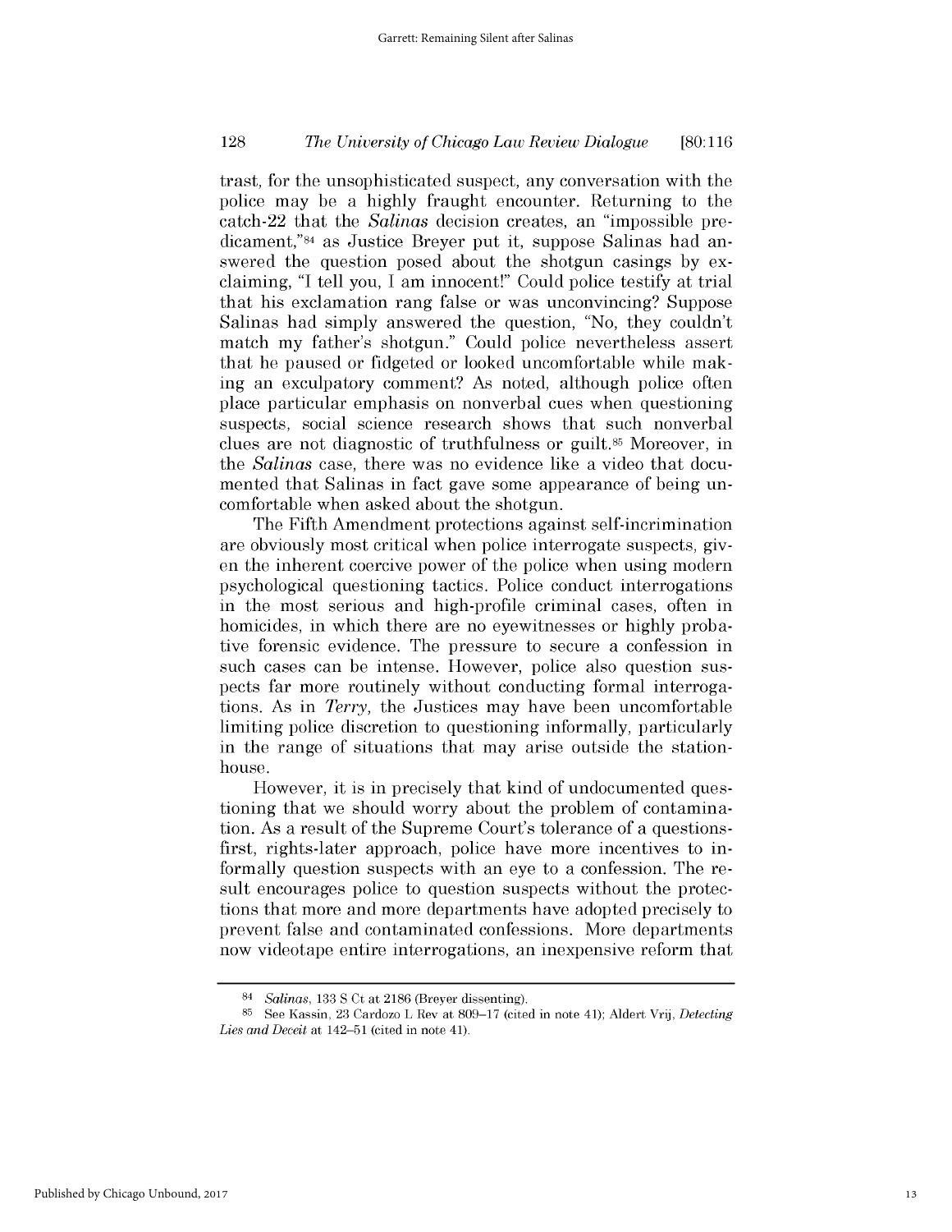trast, for the unsophisticated suspect, any conversation with the police may be a highly fraught encounter. Returning to the catch-22 that the *Salinas* decision creates, an "impossible predicament,"[84] as Justice Breyer put it, suppose Salinas had answered the question posed about the shotgun casings by exclaiming, "I tell you, I am innocent!" Could police testify at trial that his exclamation rang false or was unconvincing? Suppose Salinas had simply answered the question, "No, they couldn't match my father's shotgun." Could police nevertheless assert that he paused or fidgeted or looked uncomfortable while making an exculpatory comment? As noted, although police often place particular emphasis on nonverbal cues when questioning suspects, social science research shows that such nonverbal clues are not diagnostic of truthfulness or guilt.[85] Moreover, in the *Salinas* case, there was no evidence like a video that documented that Salinas in fact gave some appearance of being uncomfortable when asked about the shotgun.

The Fifth Amendment protections against self-incrimination are obviously most critical when police interrogate suspects, given the inherent coercive power of the police when using modern psychological questioning tactics. Police conduct interrogations in the most serious and high-profile criminal cases, often in homicides, in which there are no eyewitnesses or highly probative forensic evidence. The pressure to secure a confession in such cases can be intense. However, police also question suspects far more routinely without conducting formal interrogations. As in *Terry*, the Justices may have been uncomfortable limiting police discretion to questioning informally, particularly in the range of situations that may arise outside the stationhouse.

However, it is in precisely that kind of undocumented questioning that we should worry about the problem of contamination. As a result of the Supreme Court's tolerance of a questions-first, rights-later approach, police have more incentives to informally question suspects with an eye to a confession. The result encourages police to question suspects without the protections that more and more departments have adopted precisely to prevent false and contaminated confessions. More departments now videotape entire interrogations, an inexpensive reform that

---

[84] *Salinas*, 133 S Ct at 2186 (Breyer dissenting).

[85] See Kassin, 23 Cardozo L Rev at 809–17 (cited in note 41); Aldert Vrij, *Detecting Lies and Deceit* at 142–51 (cited in note 41).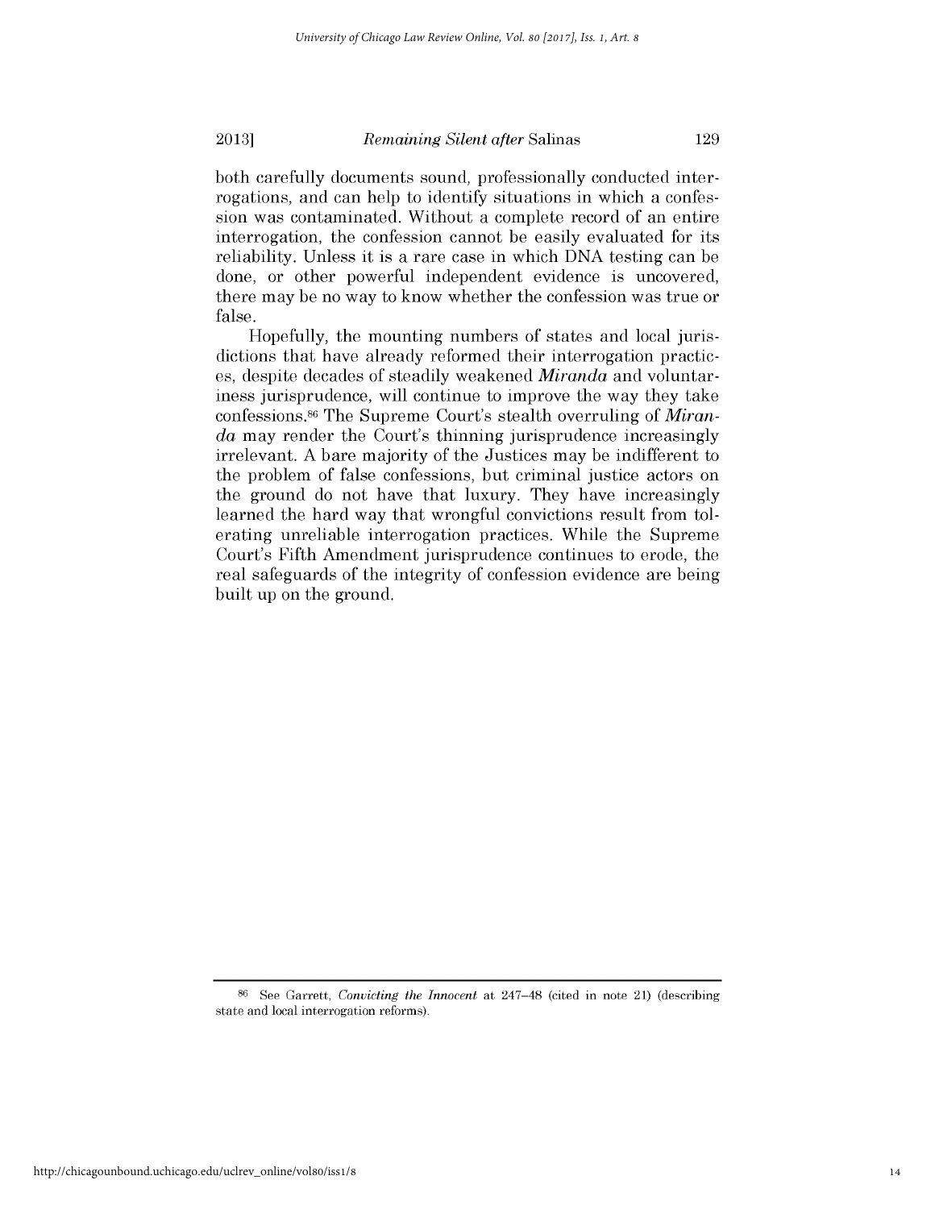both carefully documents sound, professionally conducted interrogations, and can help to identify situations in which a confession was contaminated. Without a complete record of an entire interrogation, the confession cannot be easily evaluated for its reliability. Unless it is a rare case in which DNA testing can be done, or other powerful independent evidence is uncovered, there may be no way to know whether the confession was true or false.

Hopefully, the mounting numbers of states and local jurisdictions that have already reformed their interrogation practices, despite decades of steadily weakened *Miranda* and voluntariness jurisprudence, will continue to improve the way they take confessions.[86] The Supreme Court's stealth overruling of *Miranda* may render the Court's thinning jurisprudence increasingly irrelevant. A bare majority of the Justices may be indifferent to the problem of false confessions, but criminal justice actors on the ground do not have that luxury. They have increasingly learned the hard way that wrongful convictions result from tolerating unreliable interrogation practices. While the Supreme Court's Fifth Amendment jurisprudence continues to erode, the real safeguards of the integrity of confession evidence are being built up on the ground.

---

[86] See Garrett, *Convicting the Innocent* at 247–48 (cited in note 21) (describing state and local interrogation reforms).